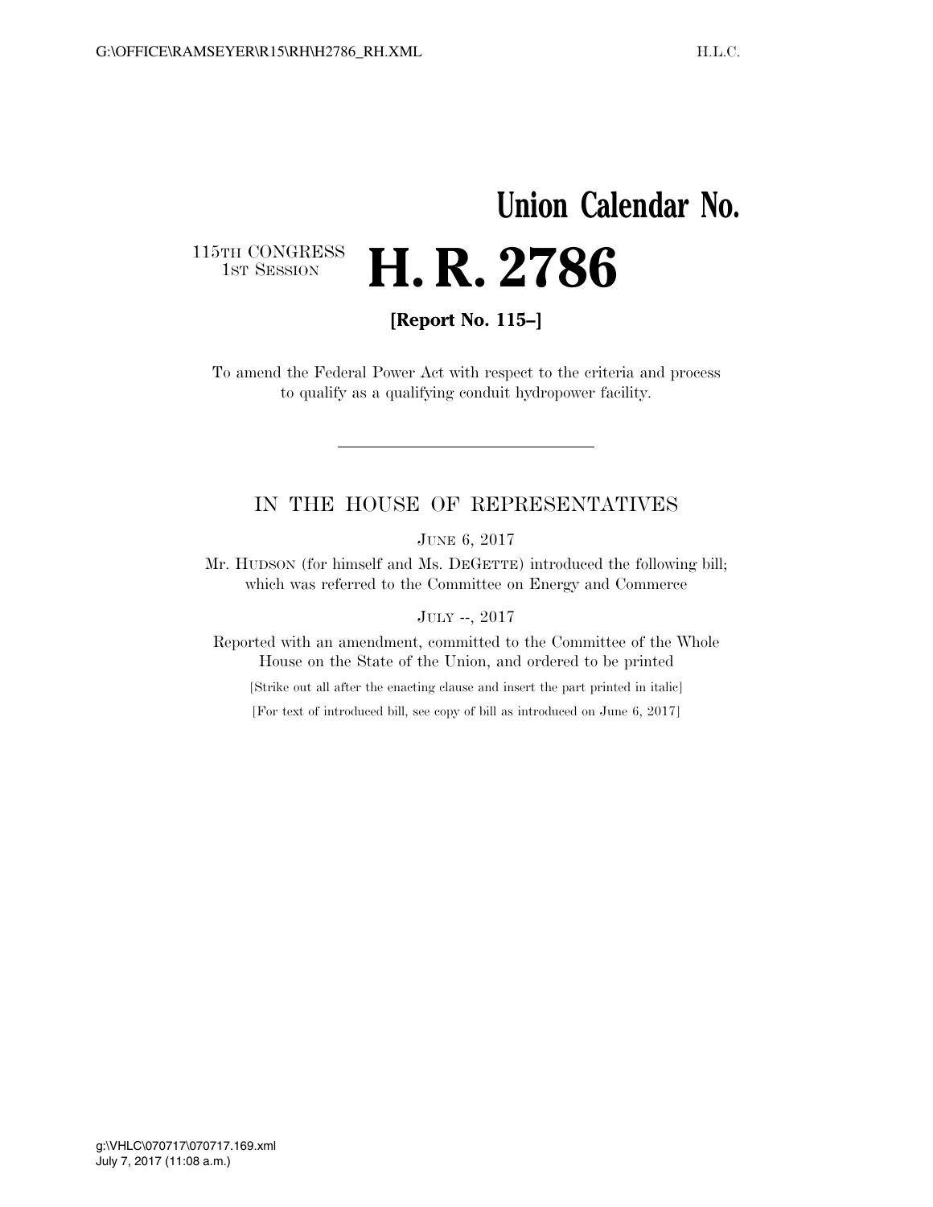# Union Calendar No.

115TH CONGRESS
1ST SESSION

# H. R. 2786

**[Report No. 115–]**

To amend the Federal Power Act with respect to the criteria and process to qualify as a qualifying conduit hydropower facility.

---

IN THE HOUSE OF REPRESENTATIVES

JUNE 6, 2017

Mr. HUDSON (for himself and Ms. DEGETTE) introduced the following bill; which was referred to the Committee on Energy and Commerce

JULY --, 2017

Reported with an amendment, committed to the Committee of the Whole House on the State of the Union, and ordered to be printed

[Strike out all after the enacting clause and insert the part printed in italic]

[For text of introduced bill, see copy of bill as introduced on June 6, 2017]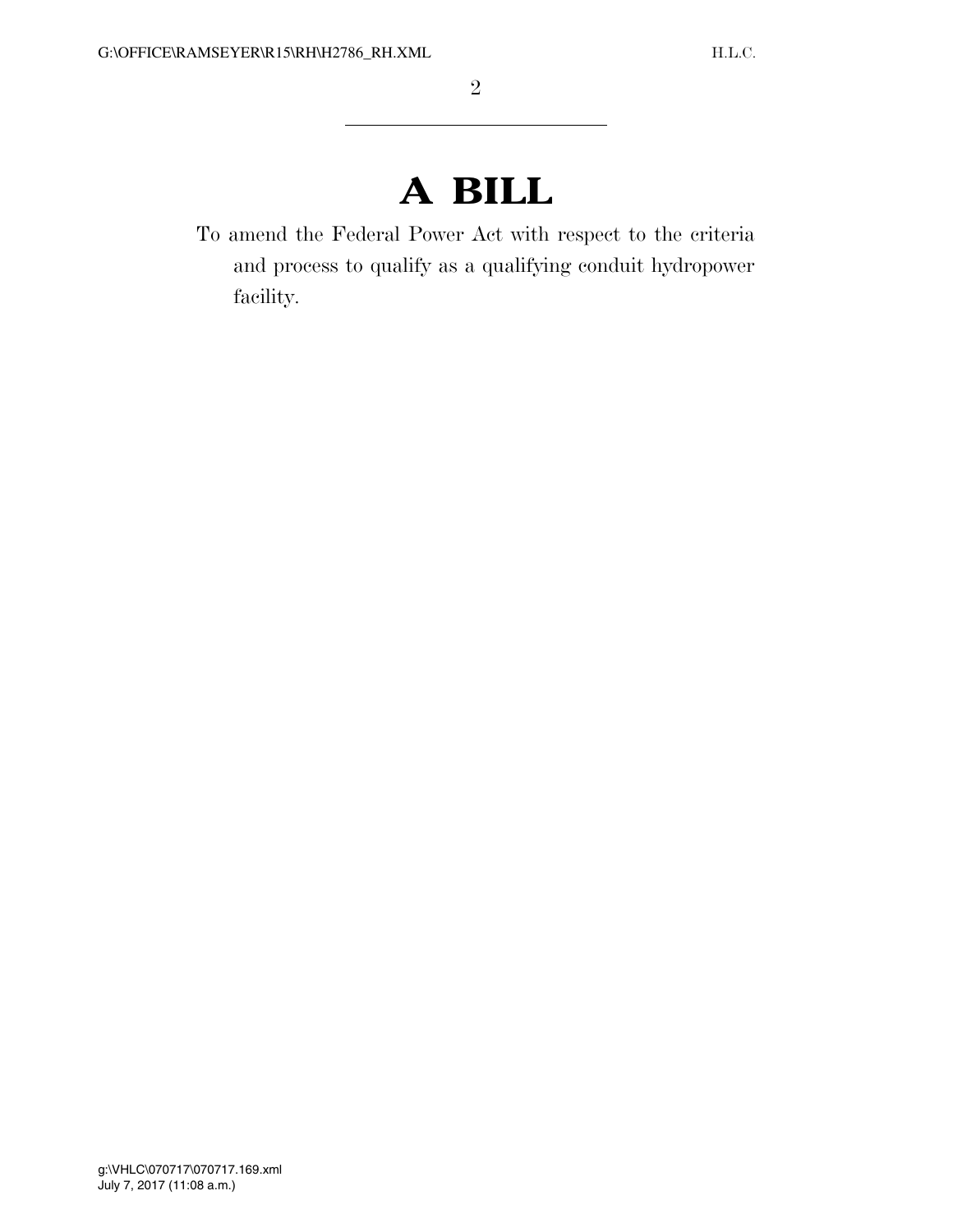# A BILL

To amend the Federal Power Act with respect to the criteria and process to qualify as a qualifying conduit hydropower facility.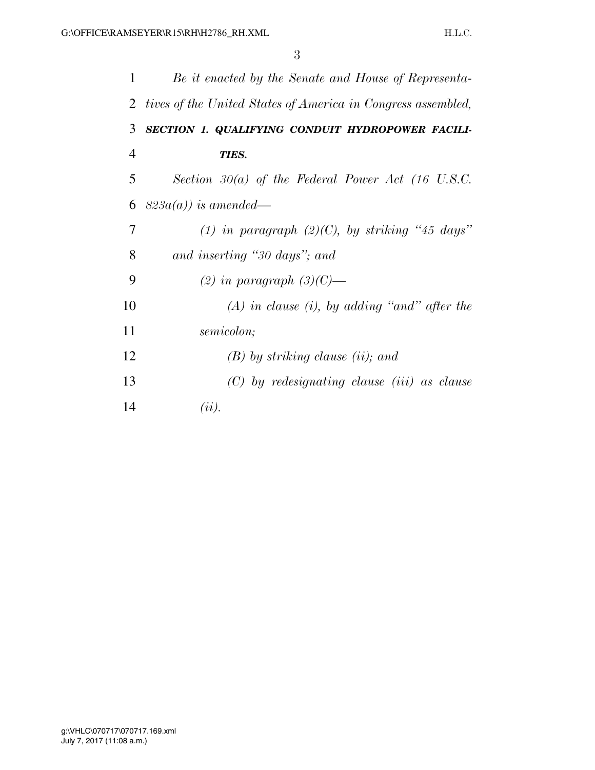*Be it enacted by the Senate and House of Representatives of the United States of America in Congress assembled,*

***SECTION 1. QUALIFYING CONDUIT HYDROPOWER FACILITIES.***

*Section 30(a) of the Federal Power Act (16 U.S.C. 823a(a)) is amended—*

*(1) in paragraph (2)(C), by striking "45 days" and inserting "30 days"; and*

*(2) in paragraph (3)(C)—*

*(A) in clause (i), by adding "and" after the semicolon;*

*(B) by striking clause (ii); and*

*(C) by redesignating clause (iii) as clause (ii).*